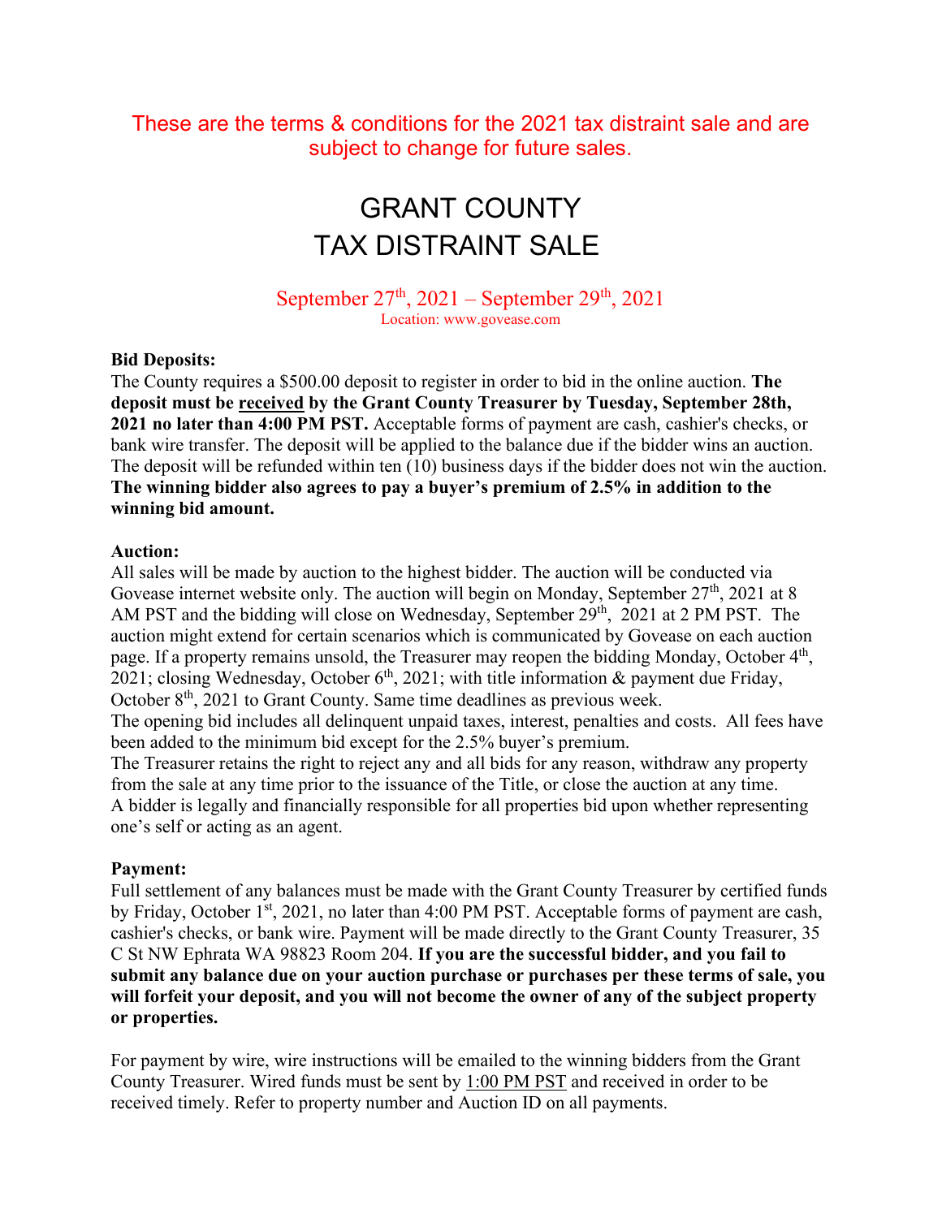These are the terms & conditions for the 2021 tax distraint sale and are subject to change for future sales.

# GRANT COUNTY TAX DISTRAINT SALE

September 27th, 2021 – September 29th, 2021
Location: www.govease.com

**Bid Deposits:**
The County requires a $500.00 deposit to register in order to bid in the online auction. **The deposit must be received by the Grant County Treasurer by Tuesday, September 28th, 2021 no later than 4:00 PM PST.** Acceptable forms of payment are cash, cashier's checks, or bank wire transfer. The deposit will be applied to the balance due if the bidder wins an auction. The deposit will be refunded within ten (10) business days if the bidder does not win the auction. **The winning bidder also agrees to pay a buyer's premium of 2.5% in addition to the winning bid amount.**

**Auction:**
All sales will be made by auction to the highest bidder. The auction will be conducted via Govease internet website only. The auction will begin on Monday, September 27th, 2021 at 8 AM PST and the bidding will close on Wednesday, September 29th, 2021 at 2 PM PST. The auction might extend for certain scenarios which is communicated by Govease on each auction page. If a property remains unsold, the Treasurer may reopen the bidding Monday, October 4th, 2021; closing Wednesday, October 6th, 2021; with title information & payment due Friday, October 8th, 2021 to Grant County. Same time deadlines as previous week.
The opening bid includes all delinquent unpaid taxes, interest, penalties and costs. All fees have been added to the minimum bid except for the 2.5% buyer's premium.
The Treasurer retains the right to reject any and all bids for any reason, withdraw any property from the sale at any time prior to the issuance of the Title, or close the auction at any time.
A bidder is legally and financially responsible for all properties bid upon whether representing one's self or acting as an agent.

**Payment:**
Full settlement of any balances must be made with the Grant County Treasurer by certified funds by Friday, October 1st, 2021, no later than 4:00 PM PST. Acceptable forms of payment are cash, cashier's checks, or bank wire. Payment will be made directly to the Grant County Treasurer, 35 C St NW Ephrata WA 98823 Room 204. **If you are the successful bidder, and you fail to submit any balance due on your auction purchase or purchases per these terms of sale, you will forfeit your deposit, and you will not become the owner of any of the subject property or properties.**

For payment by wire, wire instructions will be emailed to the winning bidders from the Grant County Treasurer. Wired funds must be sent by 1:00 PM PST and received in order to be received timely. Refer to property number and Auction ID on all payments.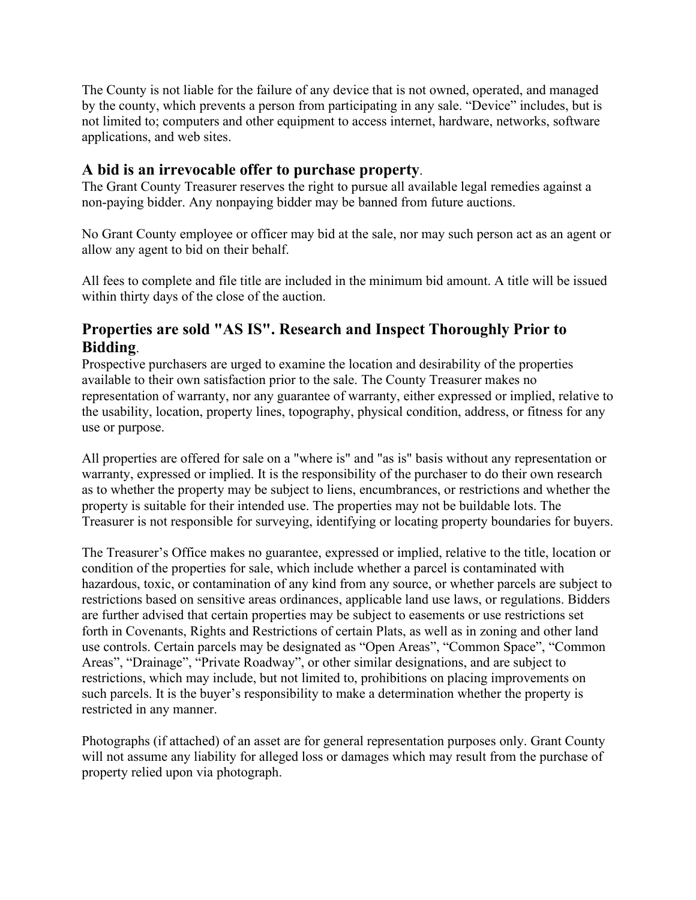The County is not liable for the failure of any device that is not owned, operated, and managed by the county, which prevents a person from participating in any sale. “Device” includes, but is not limited to; computers and other equipment to access internet, hardware, networks, software applications, and web sites.

## A bid is an irrevocable offer to purchase property.

The Grant County Treasurer reserves the right to pursue all available legal remedies against a non-paying bidder. Any nonpaying bidder may be banned from future auctions.

No Grant County employee or officer may bid at the sale, nor may such person act as an agent or allow any agent to bid on their behalf.

All fees to complete and file title are included in the minimum bid amount. A title will be issued within thirty days of the close of the auction.

## Properties are sold "AS IS". Research and Inspect Thoroughly Prior to Bidding.

Prospective purchasers are urged to examine the location and desirability of the properties available to their own satisfaction prior to the sale. The County Treasurer makes no representation of warranty, nor any guarantee of warranty, either expressed or implied, relative to the usability, location, property lines, topography, physical condition, address, or fitness for any use or purpose.

All properties are offered for sale on a "where is" and "as is" basis without any representation or warranty, expressed or implied. It is the responsibility of the purchaser to do their own research as to whether the property may be subject to liens, encumbrances, or restrictions and whether the property is suitable for their intended use. The properties may not be buildable lots. The Treasurer is not responsible for surveying, identifying or locating property boundaries for buyers.

The Treasurer’s Office makes no guarantee, expressed or implied, relative to the title, location or condition of the properties for sale, which include whether a parcel is contaminated with hazardous, toxic, or contamination of any kind from any source, or whether parcels are subject to restrictions based on sensitive areas ordinances, applicable land use laws, or regulations. Bidders are further advised that certain properties may be subject to easements or use restrictions set forth in Covenants, Rights and Restrictions of certain Plats, as well as in zoning and other land use controls. Certain parcels may be designated as “Open Areas”, “Common Space”, “Common Areas”, “Drainage”, “Private Roadway”, or other similar designations, and are subject to restrictions, which may include, but not limited to, prohibitions on placing improvements on such parcels. It is the buyer’s responsibility to make a determination whether the property is restricted in any manner.

Photographs (if attached) of an asset are for general representation purposes only. Grant County will not assume any liability for alleged loss or damages which may result from the purchase of property relied upon via photograph.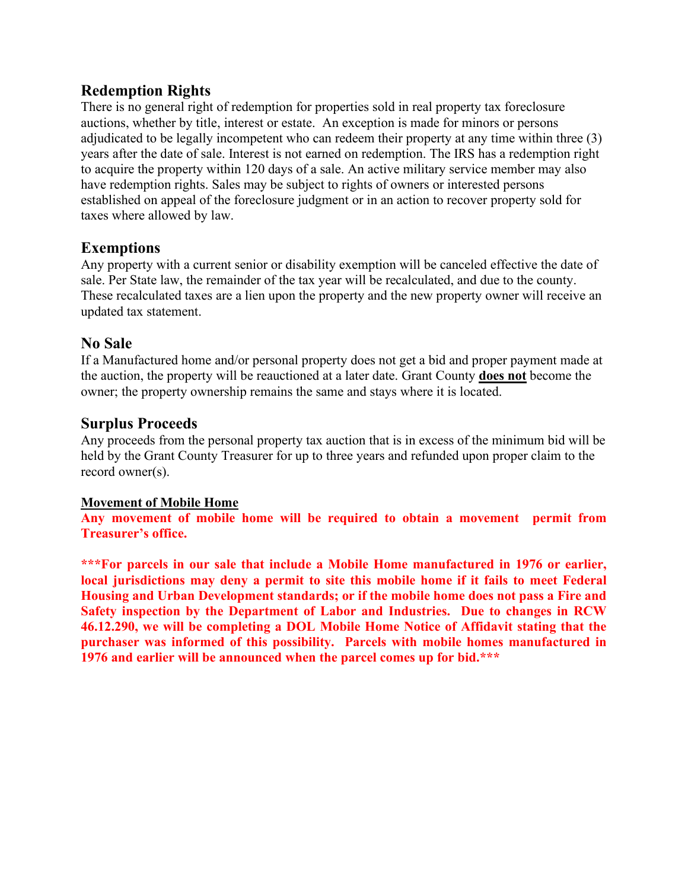## Redemption Rights

There is no general right of redemption for properties sold in real property tax foreclosure auctions, whether by title, interest or estate. An exception is made for minors or persons adjudicated to be legally incompetent who can redeem their property at any time within three (3) years after the date of sale. Interest is not earned on redemption. The IRS has a redemption right to acquire the property within 120 days of a sale. An active military service member may also have redemption rights. Sales may be subject to rights of owners or interested persons established on appeal of the foreclosure judgment or in an action to recover property sold for taxes where allowed by law.

## Exemptions

Any property with a current senior or disability exemption will be canceled effective the date of sale. Per State law, the remainder of the tax year will be recalculated, and due to the county. These recalculated taxes are a lien upon the property and the new property owner will receive an updated tax statement.

## No Sale

If a Manufactured home and/or personal property does not get a bid and proper payment made at the auction, the property will be reauctioned at a later date. Grant County **does not** become the owner; the property ownership remains the same and stays where it is located.

## Surplus Proceeds

Any proceeds from the personal property tax auction that is in excess of the minimum bid will be held by the Grant County Treasurer for up to three years and refunded upon proper claim to the record owner(s).

**Movement of Mobile Home**

**Any movement of mobile home will be required to obtain a movement permit from Treasurer's office.**

**\*\*\*For parcels in our sale that include a Mobile Home manufactured in 1976 or earlier, local jurisdictions may deny a permit to site this mobile home if it fails to meet Federal Housing and Urban Development standards; or if the mobile home does not pass a Fire and Safety inspection by the Department of Labor and Industries. Due to changes in RCW 46.12.290, we will be completing a DOL Mobile Home Notice of Affidavit stating that the purchaser was informed of this possibility. Parcels with mobile homes manufactured in 1976 and earlier will be announced when the parcel comes up for bid.\*\*\***